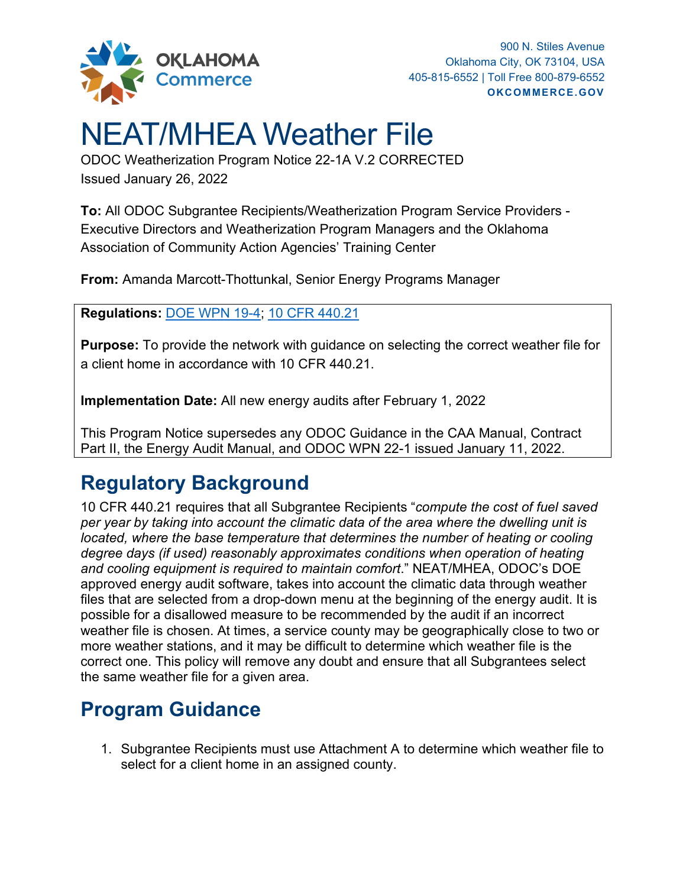900 N. Stiles Avenue
Oklahoma City, OK 73104, USA
405-815-6552 | Toll Free 800-879-6552
**OKCOMMERCE.GOV**

# NEAT/MHEA Weather File

ODOC Weatherization Program Notice 22-1A V.2 CORRECTED
Issued January 26, 2022

**To:** All ODOC Subgrantee Recipients/Weatherization Program Service Providers - Executive Directors and Weatherization Program Managers and the Oklahoma Association of Community Action Agencies' Training Center

**From:** Amanda Marcott-Thottunkal, Senior Energy Programs Manager

**Regulations:** DOE WPN 19-4; 10 CFR 440.21

**Purpose:** To provide the network with guidance on selecting the correct weather file for a client home in accordance with 10 CFR 440.21.

**Implementation Date:** All new energy audits after February 1, 2022

This Program Notice supersedes any ODOC Guidance in the CAA Manual, Contract Part II, the Energy Audit Manual, and ODOC WPN 22-1 issued January 11, 2022.

## Regulatory Background

10 CFR 440.21 requires that all Subgrantee Recipients "*compute the cost of fuel saved per year by taking into account the climatic data of the area where the dwelling unit is located, where the base temperature that determines the number of heating or cooling degree days (if used) reasonably approximates conditions when operation of heating and cooling equipment is required to maintain comfort*." NEAT/MHEA, ODOC's DOE approved energy audit software, takes into account the climatic data through weather files that are selected from a drop-down menu at the beginning of the energy audit. It is possible for a disallowed measure to be recommended by the audit if an incorrect weather file is chosen. At times, a service county may be geographically close to two or more weather stations, and it may be difficult to determine which weather file is the correct one. This policy will remove any doubt and ensure that all Subgrantees select the same weather file for a given area.

## Program Guidance

1. Subgrantee Recipients must use Attachment A to determine which weather file to select for a client home in an assigned county.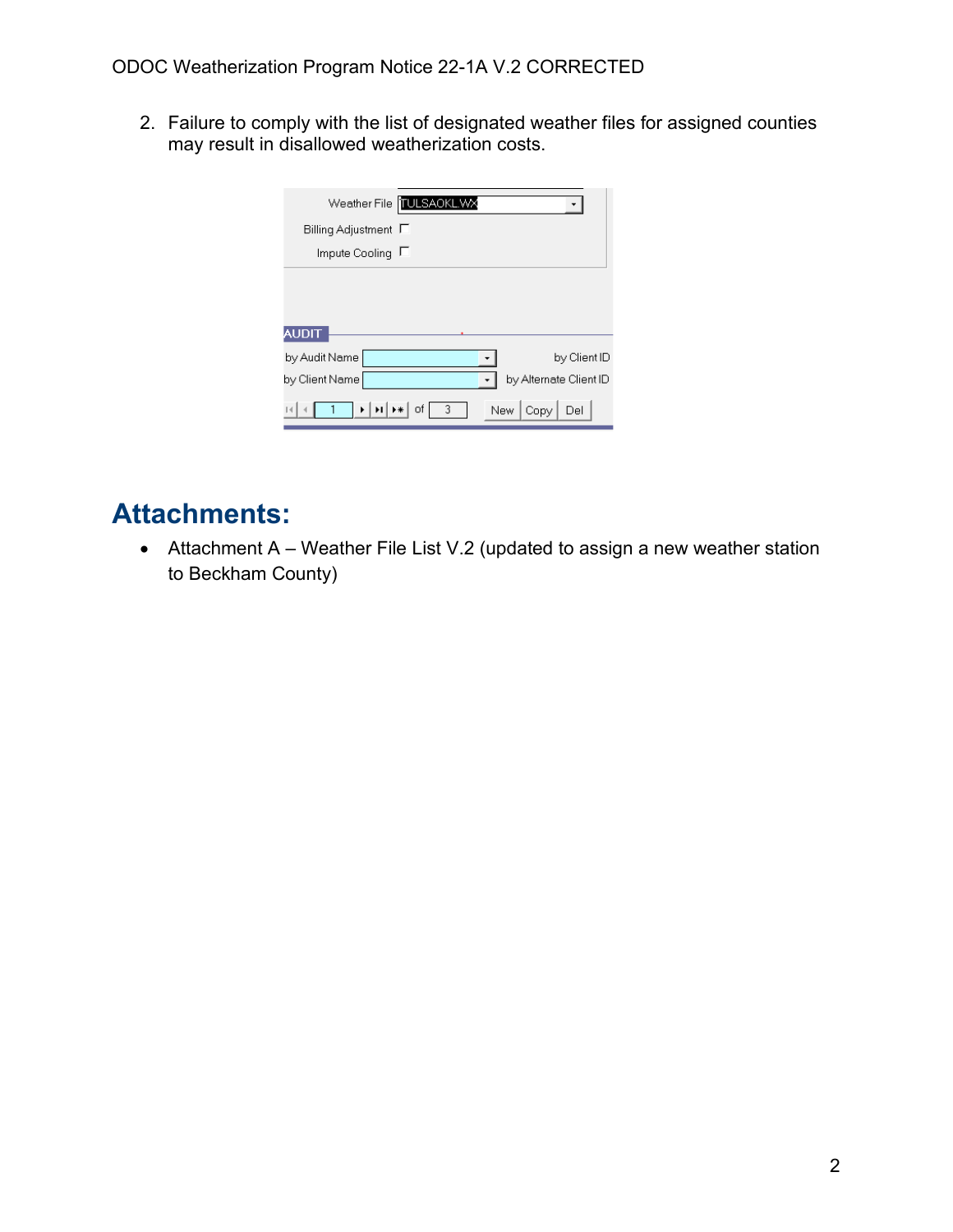2. Failure to comply with the list of designated weather files for assigned counties may result in disallowed weatherization costs.

Weather File TULSAOKL.WX

Billing Adjustment

Impute Cooling

AUDIT

by Audit Name

by Client ID

by Client Name

by Alternate Client ID

1 of 3 New Copy Del

# Attachments:

- Attachment A – Weather File List V.2 (updated to assign a new weather station to Beckham County)